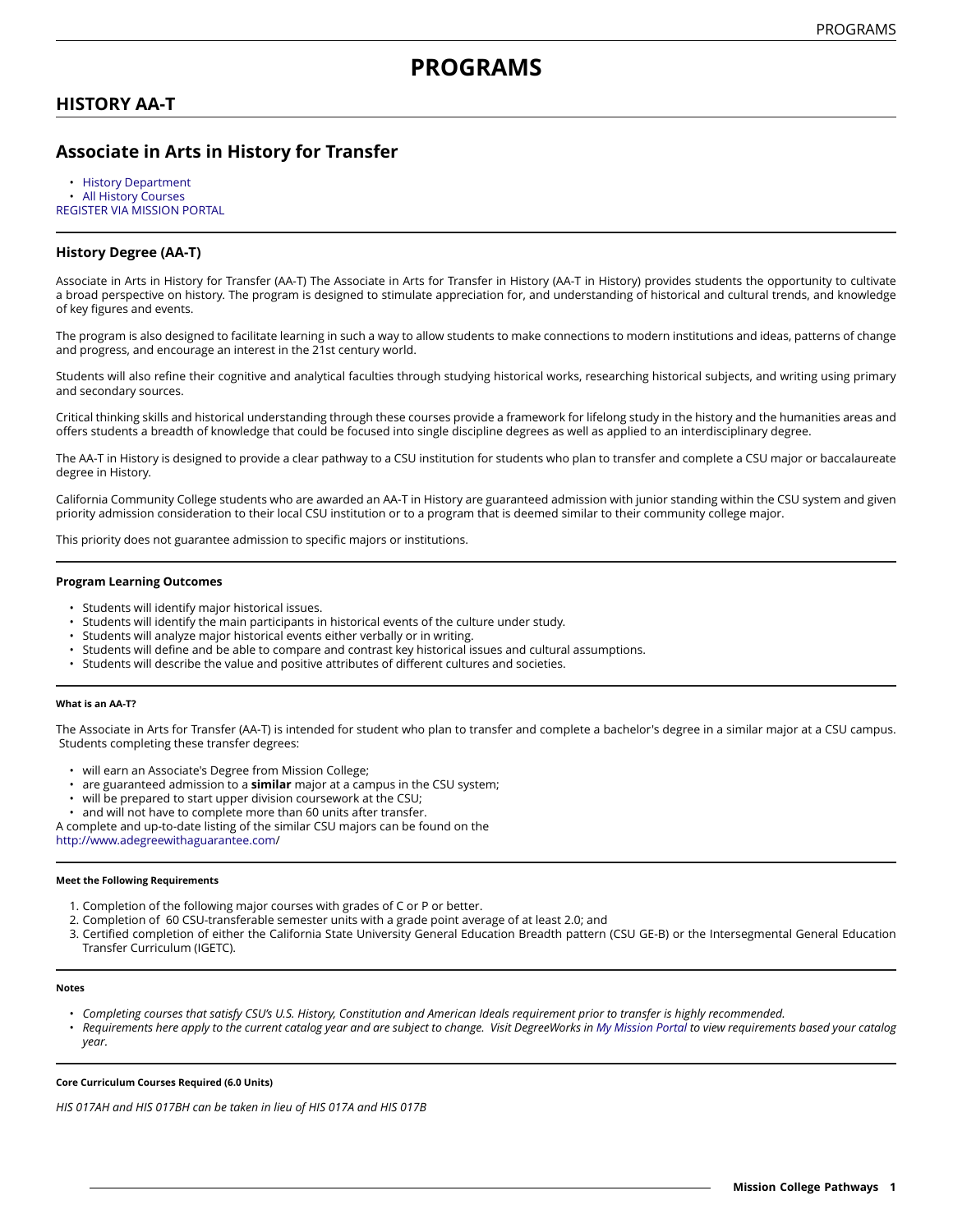# PROGRAMS

## HISTORY AA-T

## Associate in Arts in History for Transfer

- History Department
- All History Courses

REGISTER VIA MISSION PORTAL

### History Degree (AA-T)

Associate in Arts in History for Transfer (AA-T) The Associate in Arts for Transfer in History (AA-T in History) provides students the opportunity to cultivate a broad perspective on history. The program is designed to stimulate appreciation for, and understanding of historical and cultural trends, and knowledge of key figures and events.

The program is also designed to facilitate learning in such a way to allow students to make connections to modern institutions and ideas, patterns of change and progress, and encourage an interest in the 21st century world.

Students will also refine their cognitive and analytical faculties through studying historical works, researching historical subjects, and writing using primary and secondary sources.

Critical thinking skills and historical understanding through these courses provide a framework for lifelong study in the history and the humanities areas and offers students a breadth of knowledge that could be focused into single discipline degrees as well as applied to an interdisciplinary degree.

The AA-T in History is designed to provide a clear pathway to a CSU institution for students who plan to transfer and complete a CSU major or baccalaureate degree in History.

California Community College students who are awarded an AA-T in History are guaranteed admission with junior standing within the CSU system and given priority admission consideration to their local CSU institution or to a program that is deemed similar to their community college major.

This priority does not guarantee admission to specific majors or institutions.

#### Program Learning Outcomes

- Students will identify major historical issues.
- Students will identify the main participants in historical events of the culture under study.
- Students will analyze major historical events either verbally or in writing.
- Students will define and be able to compare and contrast key historical issues and cultural assumptions.
- Students will describe the value and positive attributes of different cultures and societies.

##### What is an AA-T?

The Associate in Arts for Transfer (AA-T) is intended for student who plan to transfer and complete a bachelor's degree in a similar major at a CSU campus. Students completing these transfer degrees:

- will earn an Associate's Degree from Mission College;
- are guaranteed admission to a **similar** major at a campus in the CSU system;
- will be prepared to start upper division coursework at the CSU;
- and will not have to complete more than 60 units after transfer.

A complete and up-to-date listing of the similar CSU majors can be found on the http://www.adegreewithaguarantee.com/

##### Meet the Following Requirements

1. Completion of the following major courses with grades of C or P or better.
2. Completion of 60 CSU-transferable semester units with a grade point average of at least 2.0; and
3. Certified completion of either the California State University General Education Breadth pattern (CSU GE-B) or the Intersegmental General Education Transfer Curriculum (IGETC).

##### Notes

- *Completing courses that satisfy CSU's U.S. History, Constitution and American Ideals requirement prior to transfer is highly recommended.*
- *Requirements here apply to the current catalog year and are subject to change. Visit DegreeWorks in My Mission Portal to view requirements based your catalog year.*

##### Core Curriculum Courses Required (6.0 Units)

*HIS 017AH and HIS 017BH can be taken in lieu of HIS 017A and HIS 017B*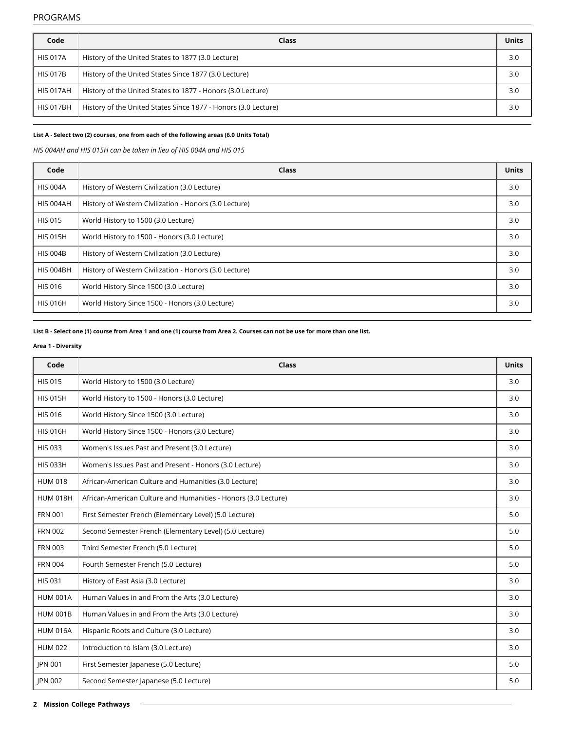| Code | Class | Units |
| --- | --- | --- |
| HIS 017A | History of the United States to 1877 (3.0 Lecture) | 3.0 |
| HIS 017B | History of the United States Since 1877 (3.0 Lecture) | 3.0 |
| HIS 017AH | History of the United States to 1877 - Honors (3.0 Lecture) | 3.0 |
| HIS 017BH | History of the United States Since 1877 - Honors (3.0 Lecture) | 3.0 |

**List A - Select two (2) courses, one from each of the following areas (6.0 Units Total)**

*HIS 004AH and HIS 015H can be taken in lieu of HIS 004A and HIS 015*

| Code | Class | Units |
| --- | --- | --- |
| HIS 004A | History of Western Civilization (3.0 Lecture) | 3.0 |
| HIS 004AH | History of Western Civilization - Honors (3.0 Lecture) | 3.0 |
| HIS 015 | World History to 1500 (3.0 Lecture) | 3.0 |
| HIS 015H | World History to 1500 - Honors (3.0 Lecture) | 3.0 |
| HIS 004B | History of Western Civilization (3.0 Lecture) | 3.0 |
| HIS 004BH | History of Western Civilization - Honors (3.0 Lecture) | 3.0 |
| HIS 016 | World History Since 1500 (3.0 Lecture) | 3.0 |
| HIS 016H | World History Since 1500 - Honors (3.0 Lecture) | 3.0 |

**List B - Select one (1) course from Area 1 and one (1) course from Area 2. Courses can not be use for more than one list.**

**Area 1 - Diversity**

| Code | Class | Units |
| --- | --- | --- |
| HIS 015 | World History to 1500 (3.0 Lecture) | 3.0 |
| HIS 015H | World History to 1500 - Honors (3.0 Lecture) | 3.0 |
| HIS 016 | World History Since 1500 (3.0 Lecture) | 3.0 |
| HIS 016H | World History Since 1500 - Honors (3.0 Lecture) | 3.0 |
| HIS 033 | Women's Issues Past and Present (3.0 Lecture) | 3.0 |
| HIS 033H | Women's Issues Past and Present - Honors (3.0 Lecture) | 3.0 |
| HUM 018 | African-American Culture and Humanities (3.0 Lecture) | 3.0 |
| HUM 018H | African-American Culture and Humanities - Honors (3.0 Lecture) | 3.0 |
| FRN 001 | First Semester French (Elementary Level) (5.0 Lecture) | 5.0 |
| FRN 002 | Second Semester French (Elementary Level) (5.0 Lecture) | 5.0 |
| FRN 003 | Third Semester French (5.0 Lecture) | 5.0 |
| FRN 004 | Fourth Semester French (5.0 Lecture) | 5.0 |
| HIS 031 | History of East Asia (3.0 Lecture) | 3.0 |
| HUM 001A | Human Values in and From the Arts (3.0 Lecture) | 3.0 |
| HUM 001B | Human Values in and From the Arts (3.0 Lecture) | 3.0 |
| HUM 016A | Hispanic Roots and Culture (3.0 Lecture) | 3.0 |
| HUM 022 | Introduction to Islam (3.0 Lecture) | 3.0 |
| JPN 001 | First Semester Japanese (5.0 Lecture) | 5.0 |
| JPN 002 | Second Semester Japanese (5.0 Lecture) | 5.0 |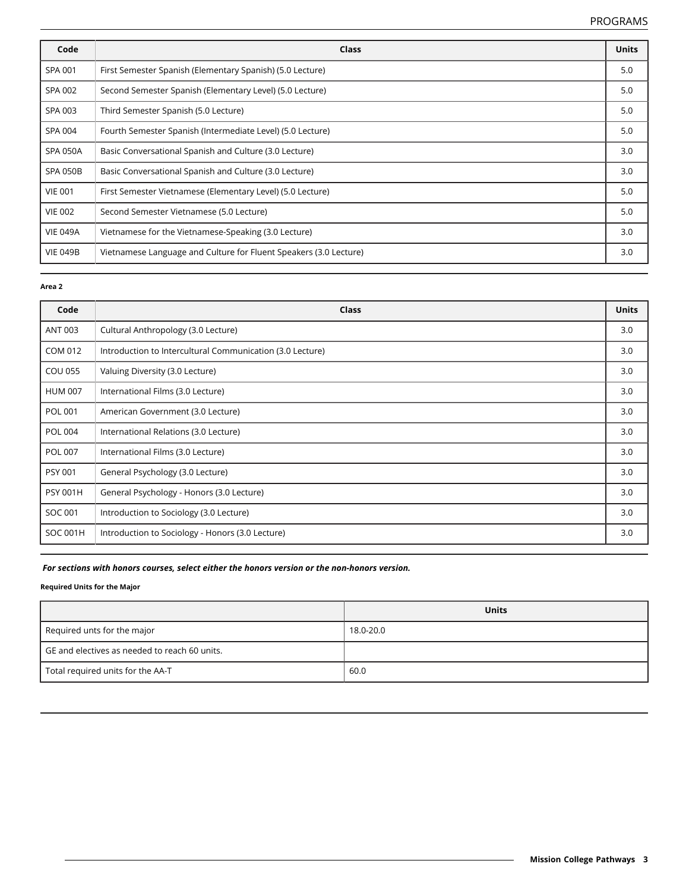| Code | Class | Units |
|---|---|---|
| SPA 001 | First Semester Spanish (Elementary Spanish) (5.0 Lecture) | 5.0 |
| SPA 002 | Second Semester Spanish (Elementary Level) (5.0 Lecture) | 5.0 |
| SPA 003 | Third Semester Spanish (5.0 Lecture) | 5.0 |
| SPA 004 | Fourth Semester Spanish (Intermediate Level) (5.0 Lecture) | 5.0 |
| SPA 050A | Basic Conversational Spanish and Culture (3.0 Lecture) | 3.0 |
| SPA 050B | Basic Conversational Spanish and Culture (3.0 Lecture) | 3.0 |
| VIE 001 | First Semester Vietnamese (Elementary Level) (5.0 Lecture) | 5.0 |
| VIE 002 | Second Semester Vietnamese (5.0 Lecture) | 5.0 |
| VIE 049A | Vietnamese for the Vietnamese-Speaking (3.0 Lecture) | 3.0 |
| VIE 049B | Vietnamese Language and Culture for Fluent Speakers (3.0 Lecture) | 3.0 |

**Area 2**

| Code | Class | Units |
|---|---|---|
| ANT 003 | Cultural Anthropology (3.0 Lecture) | 3.0 |
| COM 012 | Introduction to Intercultural Communication (3.0 Lecture) | 3.0 |
| COU 055 | Valuing Diversity (3.0 Lecture) | 3.0 |
| HUM 007 | International Films (3.0 Lecture) | 3.0 |
| POL 001 | American Government (3.0 Lecture) | 3.0 |
| POL 004 | International Relations (3.0 Lecture) | 3.0 |
| POL 007 | International Films (3.0 Lecture) | 3.0 |
| PSY 001 | General Psychology (3.0 Lecture) | 3.0 |
| PSY 001H | General Psychology - Honors (3.0 Lecture) | 3.0 |
| SOC 001 | Introduction to Sociology (3.0 Lecture) | 3.0 |
| SOC 001H | Introduction to Sociology - Honors (3.0 Lecture) | 3.0 |

***For sections with honors courses, select either the honors version or the non-honors version.***

**Required Units for the Major**

| | Units |
|---|---|
| Required unts for the major | 18.0-20.0 |
| GE and electives as needed to reach 60 units. | |
| Total required units for the AA-T | 60.0 |